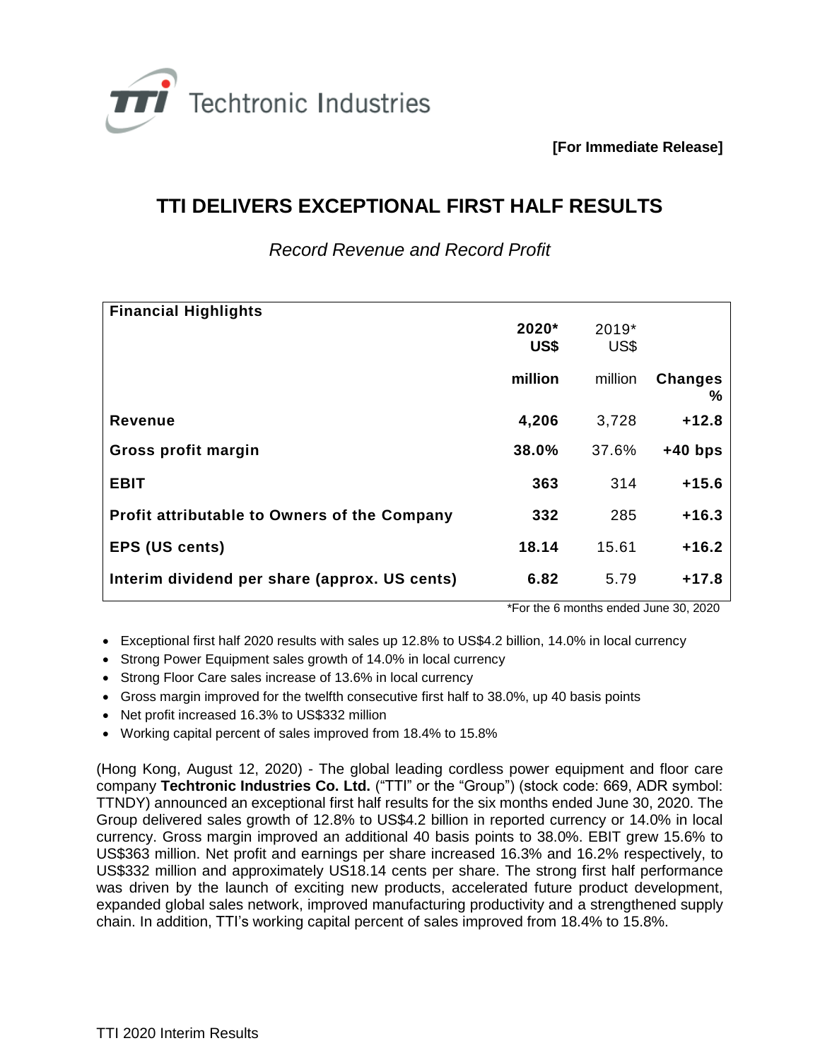Techtronic Industries

**[For Immediate Release]**

# TTI DELIVERS EXCEPTIONAL FIRST HALF RESULTS

*Record Revenue and Record Profit*

| Financial Highlights | 2020* US$ million | 2019* US$ million | Changes % |
|---|---|---|---|
| **Revenue** | **4,206** | 3,728 | **+12.8** |
| **Gross profit margin** | **38.0%** | 37.6% | **+40 bps** |
| **EBIT** | **363** | 314 | **+15.6** |
| **Profit attributable to Owners of the Company** | **332** | 285 | **+16.3** |
| **EPS (US cents)** | **18.14** | 15.61 | **+16.2** |
| **Interim dividend per share (approx. US cents)** | **6.82** | 5.79 | **+17.8** |

*For the 6 months ended June 30, 2020

- Exceptional first half 2020 results with sales up 12.8% to US$4.2 billion, 14.0% in local currency
- Strong Power Equipment sales growth of 14.0% in local currency
- Strong Floor Care sales increase of 13.6% in local currency
- Gross margin improved for the twelfth consecutive first half to 38.0%, up 40 basis points
- Net profit increased 16.3% to US$332 million
- Working capital percent of sales improved from 18.4% to 15.8%

(Hong Kong, August 12, 2020) - The global leading cordless power equipment and floor care company **Techtronic Industries Co. Ltd.** ("TTI" or the "Group") (stock code: 669, ADR symbol: TTNDY) announced an exceptional first half results for the six months ended June 30, 2020. The Group delivered sales growth of 12.8% to US$4.2 billion in reported currency or 14.0% in local currency. Gross margin improved an additional 40 basis points to 38.0%. EBIT grew 15.6% to US$363 million. Net profit and earnings per share increased 16.3% and 16.2% respectively, to US$332 million and approximately US18.14 cents per share. The strong first half performance was driven by the launch of exciting new products, accelerated future product development, expanded global sales network, improved manufacturing productivity and a strengthened supply chain. In addition, TTI's working capital percent of sales improved from 18.4% to 15.8%.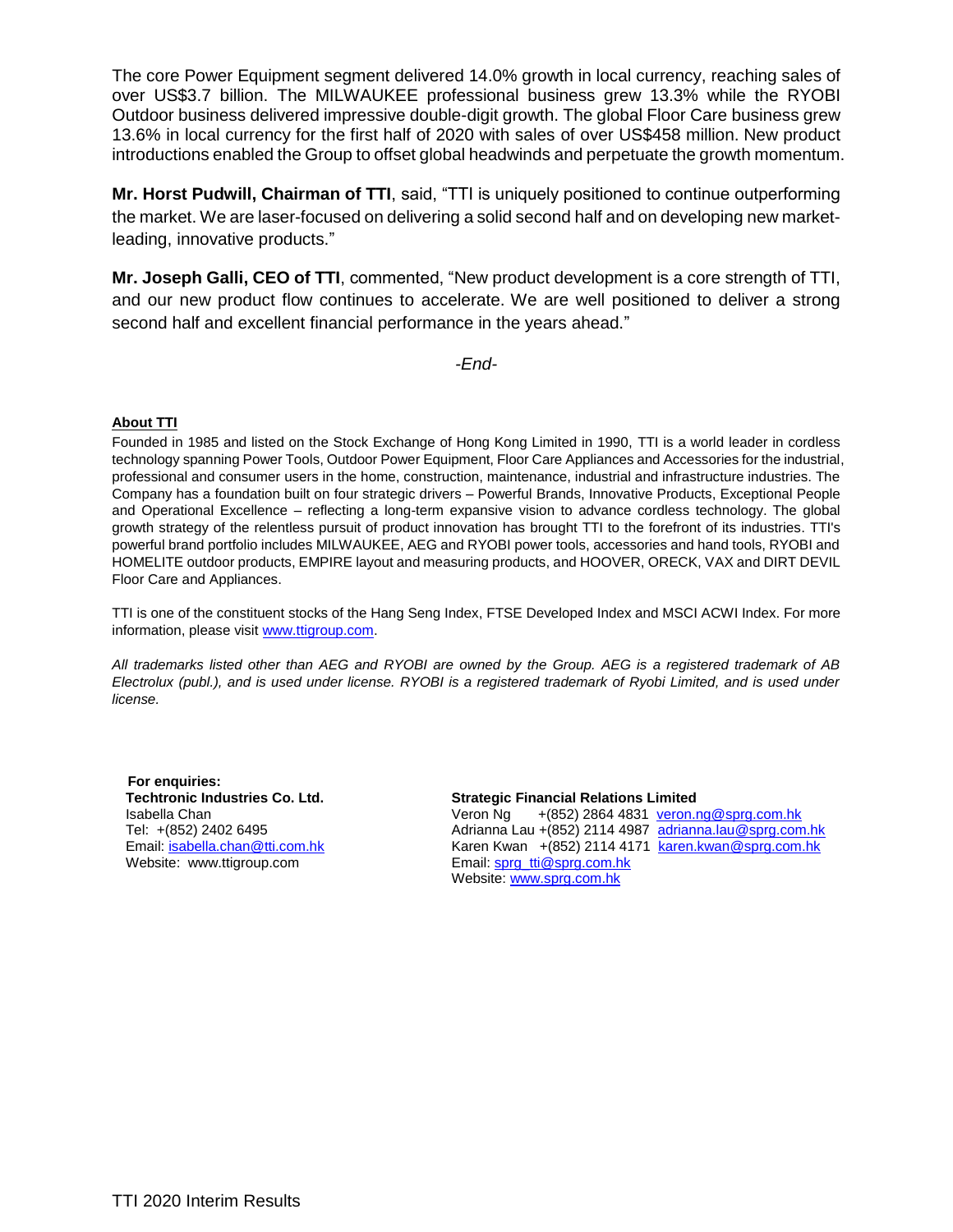The core Power Equipment segment delivered 14.0% growth in local currency, reaching sales of over US$3.7 billion. The MILWAUKEE professional business grew 13.3% while the RYOBI Outdoor business delivered impressive double-digit growth. The global Floor Care business grew 13.6% in local currency for the first half of 2020 with sales of over US$458 million. New product introductions enabled the Group to offset global headwinds and perpetuate the growth momentum.

**Mr. Horst Pudwill, Chairman of TTI**, said, "TTI is uniquely positioned to continue outperforming the market. We are laser-focused on delivering a solid second half and on developing new market-leading, innovative products."

**Mr. Joseph Galli, CEO of TTI**, commented, "New product development is a core strength of TTI, and our new product flow continues to accelerate. We are well positioned to deliver a strong second half and excellent financial performance in the years ahead."

*-End-*

**About TTI**

Founded in 1985 and listed on the Stock Exchange of Hong Kong Limited in 1990, TTI is a world leader in cordless technology spanning Power Tools, Outdoor Power Equipment, Floor Care Appliances and Accessories for the industrial, professional and consumer users in the home, construction, maintenance, industrial and infrastructure industries. The Company has a foundation built on four strategic drivers – Powerful Brands, Innovative Products, Exceptional People and Operational Excellence – reflecting a long-term expansive vision to advance cordless technology. The global growth strategy of the relentless pursuit of product innovation has brought TTI to the forefront of its industries. TTI's powerful brand portfolio includes MILWAUKEE, AEG and RYOBI power tools, accessories and hand tools, RYOBI and HOMELITE outdoor products, EMPIRE layout and measuring products, and HOOVER, ORECK, VAX and DIRT DEVIL Floor Care and Appliances.

TTI is one of the constituent stocks of the Hang Seng Index, FTSE Developed Index and MSCI ACWI Index. For more information, please visit www.ttigroup.com.

*All trademarks listed other than AEG and RYOBI are owned by the Group. AEG is a registered trademark of AB Electrolux (publ.), and is used under license. RYOBI is a registered trademark of Ryobi Limited, and is used under license.*

**For enquiries:**

**Techtronic Industries Co. Ltd.**
Isabella Chan
Tel: +(852) 2402 6495
Email: isabella.chan@tti.com.hk
Website: www.ttigroup.com

**Strategic Financial Relations Limited**
Veron Ng +(852) 2864 4831 veron.ng@sprg.com.hk
Adrianna Lau +(852) 2114 4987 adrianna.lau@sprg.com.hk
Karen Kwan +(852) 2114 4171 karen.kwan@sprg.com.hk
Email: sprg_tti@sprg.com.hk
Website: www.sprg.com.hk